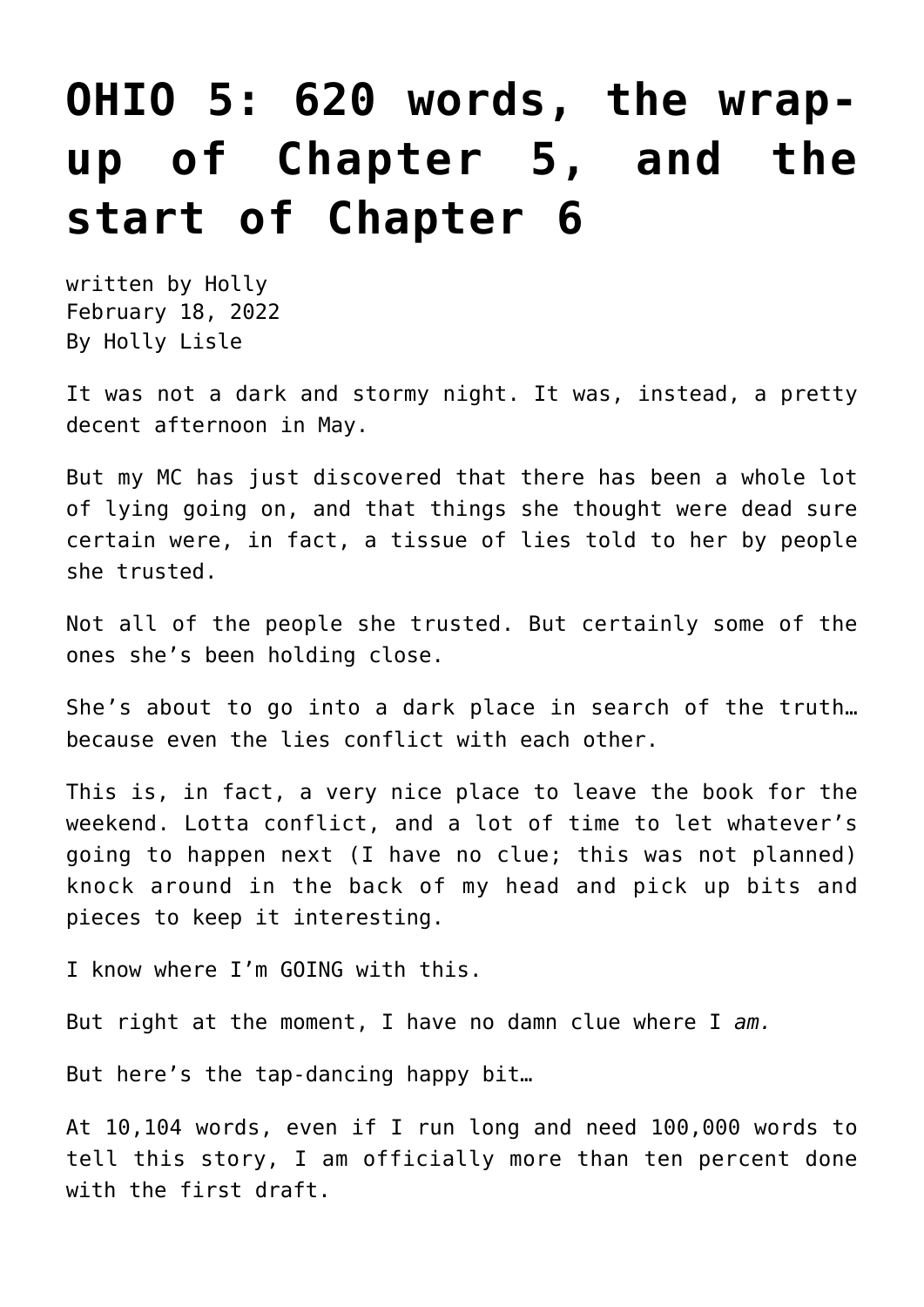# OHIO 5: 620 words, the wrap-up of Chapter 5, and the start of Chapter 6

written by Holly
February 18, 2022
By Holly Lisle

It was not a dark and stormy night. It was, instead, a pretty decent afternoon in May.

But my MC has just discovered that there has been a whole lot of lying going on, and that things she thought were dead sure certain were, in fact, a tissue of lies told to her by people she trusted.

Not all of the people she trusted. But certainly some of the ones she's been holding close.

She's about to go into a dark place in search of the truth… because even the lies conflict with each other.

This is, in fact, a very nice place to leave the book for the weekend. Lotta conflict, and a lot of time to let whatever's going to happen next (I have no clue; this was not planned) knock around in the back of my head and pick up bits and pieces to keep it interesting.

I know where I'm GOING with this.

But right at the moment, I have no damn clue where I *am.*

But here's the tap-dancing happy bit…

At 10,104 words, even if I run long and need 100,000 words to tell this story, I am officially more than ten percent done with the first draft.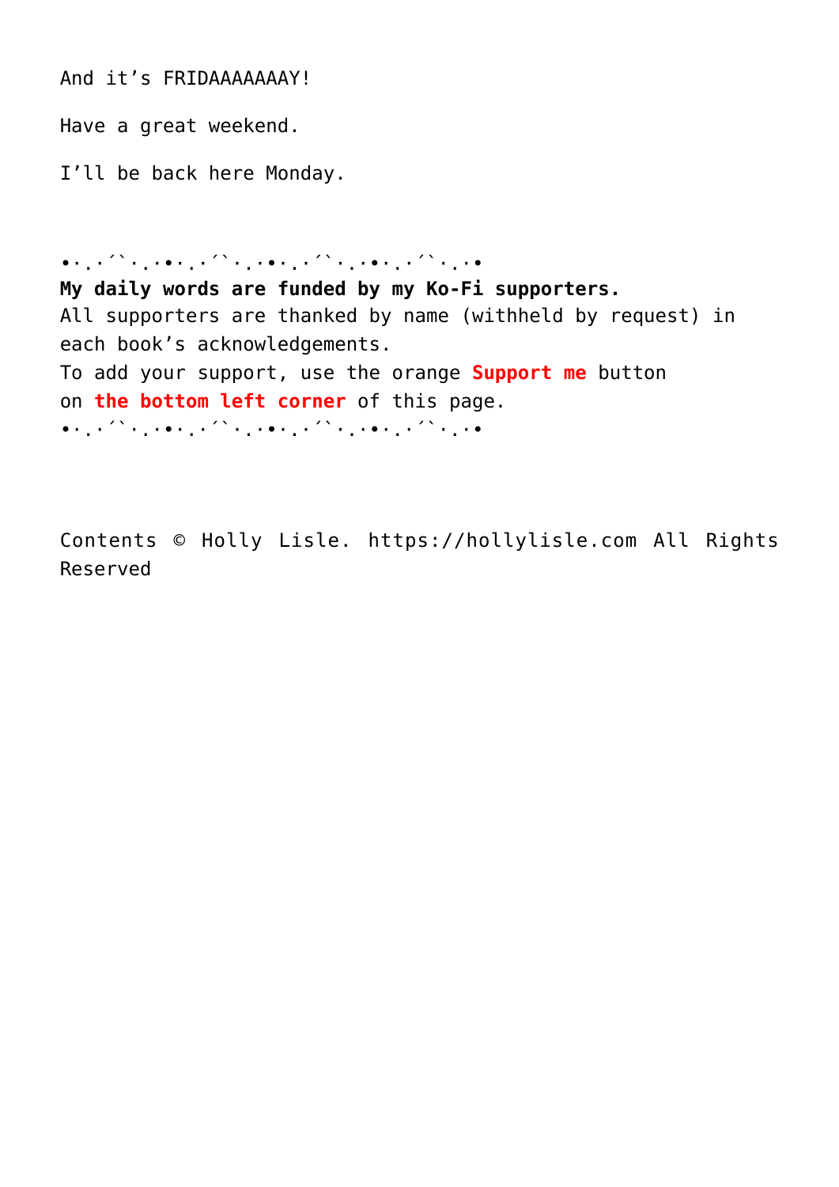And it's FRIDAAAAAAAY!

Have a great weekend.

I'll be back here Monday.

•·.·´¯`·.·•·.·´¯`·.·•·.·´¯`·.·•·.·´¯`·.·•
**My daily words are funded by my Ko-Fi supporters.**
All supporters are thanked by name (withheld by request) in each book's acknowledgements.
To add your support, use the orange **Support me** button on **the bottom left corner** of this page.
•·.·´¯`·.·•·.·´¯`·.·•·.·´¯`·.·•·.·´¯`·.·•

Contents © Holly Lisle. https://hollylisle.com All Rights Reserved